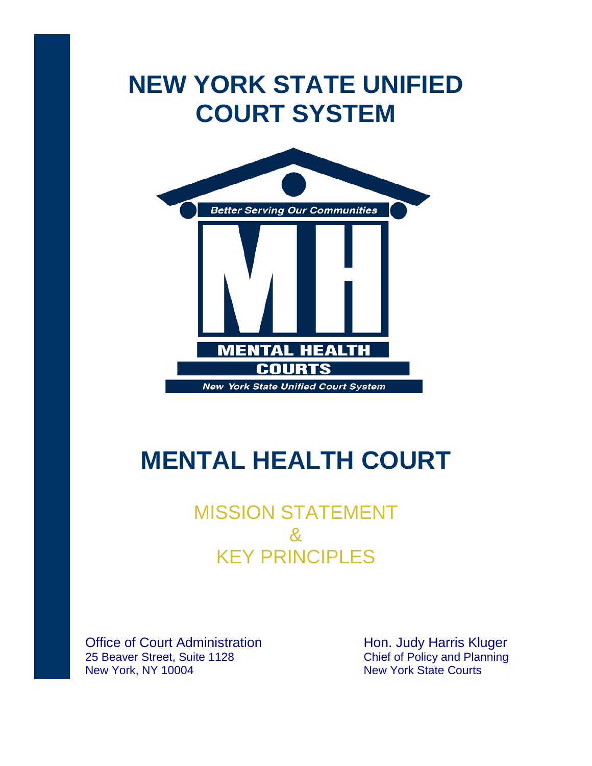# NEW YORK STATE UNIFIED COURT SYSTEM

*Better Serving Our Communities*

MH

MENTAL HEALTH

COURTS

*New York State Unified Court System*

# MENTAL HEALTH COURT

## MISSION STATEMENT & KEY PRINCIPLES

Office of Court Administration
25 Beaver Street, Suite 1128
New York, NY 10004

Hon. Judy Harris Kluger
Chief of Policy and Planning
New York State Courts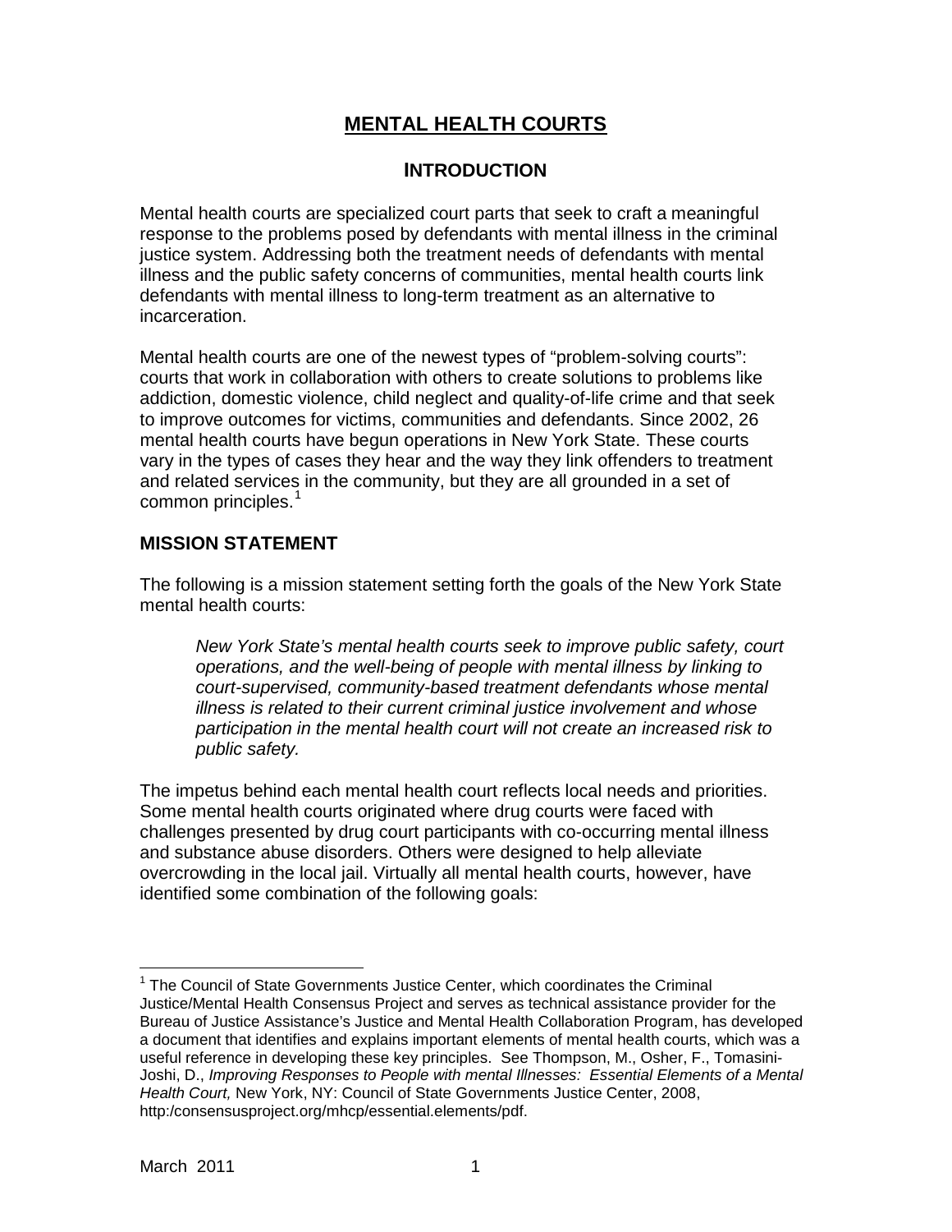# MENTAL HEALTH COURTS

## INTRODUCTION

Mental health courts are specialized court parts that seek to craft a meaningful response to the problems posed by defendants with mental illness in the criminal justice system. Addressing both the treatment needs of defendants with mental illness and the public safety concerns of communities, mental health courts link defendants with mental illness to long-term treatment as an alternative to incarceration.

Mental health courts are one of the newest types of "problem-solving courts": courts that work in collaboration with others to create solutions to problems like addiction, domestic violence, child neglect and quality-of-life crime and that seek to improve outcomes for victims, communities and defendants. Since 2002, 26 mental health courts have begun operations in New York State. These courts vary in the types of cases they hear and the way they link offenders to treatment and related services in the community, but they are all grounded in a set of common principles.[1]

## MISSION STATEMENT

The following is a mission statement setting forth the goals of the New York State mental health courts:

> *New York State's mental health courts seek to improve public safety, court operations, and the well-being of people with mental illness by linking to court-supervised, community-based treatment defendants whose mental illness is related to their current criminal justice involvement and whose participation in the mental health court will not create an increased risk to public safety.*

The impetus behind each mental health court reflects local needs and priorities. Some mental health courts originated where drug courts were faced with challenges presented by drug court participants with co-occurring mental illness and substance abuse disorders. Others were designed to help alleviate overcrowding in the local jail. Virtually all mental health courts, however, have identified some combination of the following goals:

---

[1] The Council of State Governments Justice Center, which coordinates the Criminal Justice/Mental Health Consensus Project and serves as technical assistance provider for the Bureau of Justice Assistance's Justice and Mental Health Collaboration Program, has developed a document that identifies and explains important elements of mental health courts, which was a useful reference in developing these key principles. See Thompson, M., Osher, F., Tomasini-Joshi, D., *Improving Responses to People with mental Illnesses: Essential Elements of a Mental Health Court,* New York, NY: Council of State Governments Justice Center, 2008, http:/consensusproject.org/mhcp/essential.elements/pdf.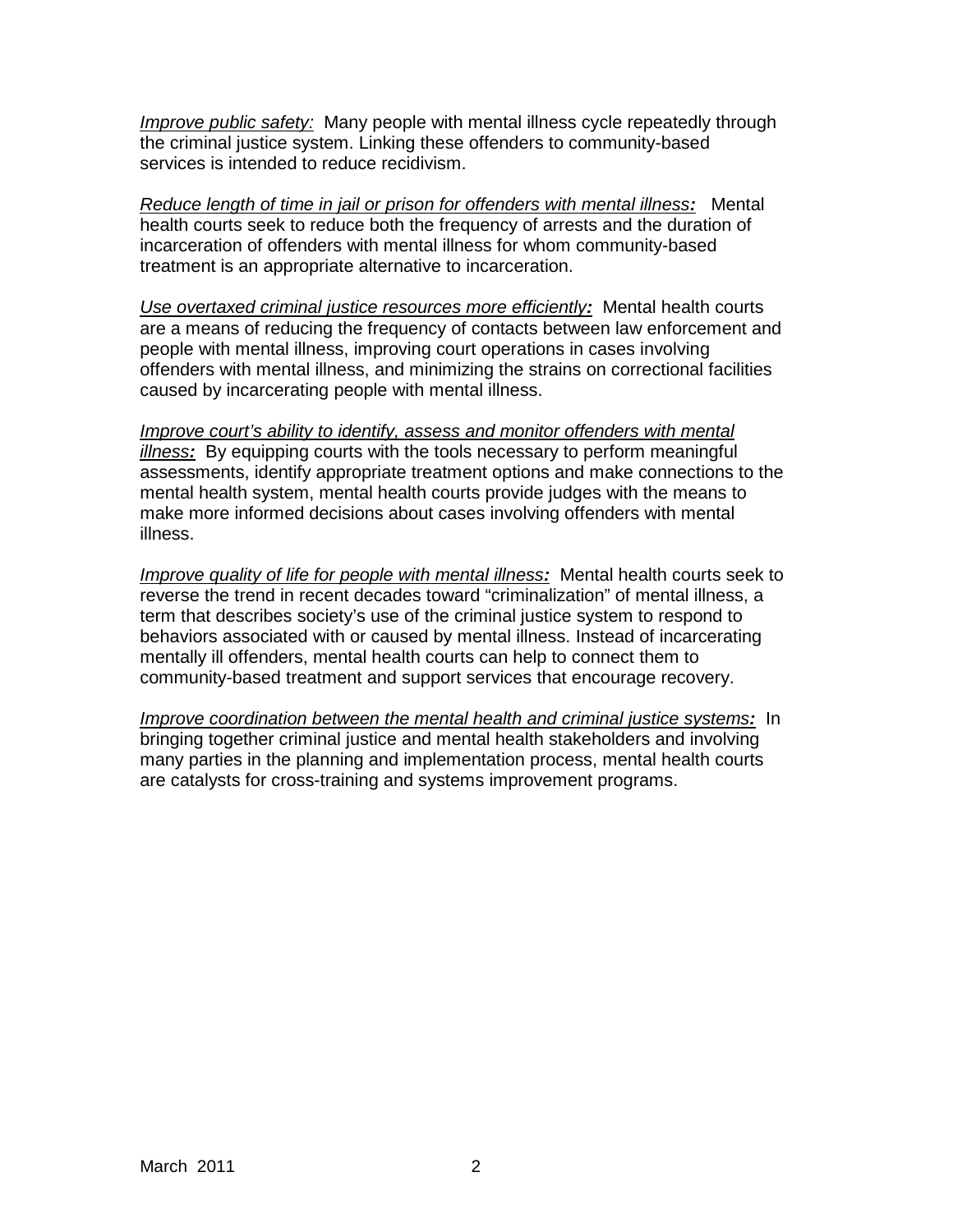*Improve public safety:* Many people with mental illness cycle repeatedly through the criminal justice system. Linking these offenders to community-based services is intended to reduce recidivism.

*Reduce length of time in jail or prison for offenders with mental illness:* Mental health courts seek to reduce both the frequency of arrests and the duration of incarceration of offenders with mental illness for whom community-based treatment is an appropriate alternative to incarceration.

*Use overtaxed criminal justice resources more efficiently:* Mental health courts are a means of reducing the frequency of contacts between law enforcement and people with mental illness, improving court operations in cases involving offenders with mental illness, and minimizing the strains on correctional facilities caused by incarcerating people with mental illness.

*Improve court's ability to identify, assess and monitor offenders with mental illness:* By equipping courts with the tools necessary to perform meaningful assessments, identify appropriate treatment options and make connections to the mental health system, mental health courts provide judges with the means to make more informed decisions about cases involving offenders with mental illness.

*Improve quality of life for people with mental illness:* Mental health courts seek to reverse the trend in recent decades toward "criminalization" of mental illness, a term that describes society's use of the criminal justice system to respond to behaviors associated with or caused by mental illness. Instead of incarcerating mentally ill offenders, mental health courts can help to connect them to community-based treatment and support services that encourage recovery.

*Improve coordination between the mental health and criminal justice systems:* In bringing together criminal justice and mental health stakeholders and involving many parties in the planning and implementation process, mental health courts are catalysts for cross-training and systems improvement programs.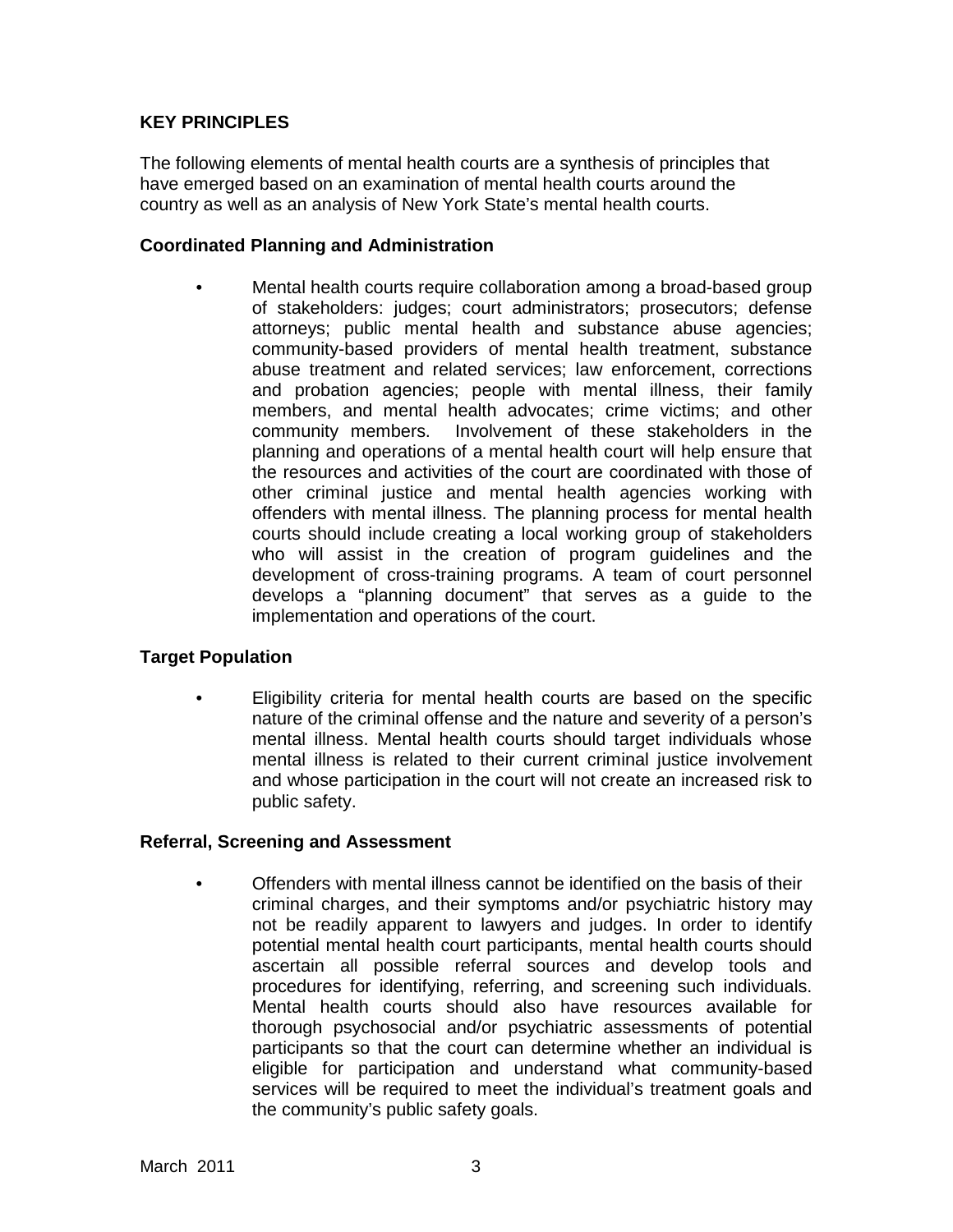## KEY PRINCIPLES

The following elements of mental health courts are a synthesis of principles that have emerged based on an examination of mental health courts around the country as well as an analysis of New York State's mental health courts.

### Coordinated Planning and Administration

- Mental health courts require collaboration among a broad-based group of stakeholders: judges; court administrators; prosecutors; defense attorneys; public mental health and substance abuse agencies; community-based providers of mental health treatment, substance abuse treatment and related services; law enforcement, corrections and probation agencies; people with mental illness, their family members, and mental health advocates; crime victims; and other community members. Involvement of these stakeholders in the planning and operations of a mental health court will help ensure that the resources and activities of the court are coordinated with those of other criminal justice and mental health agencies working with offenders with mental illness. The planning process for mental health courts should include creating a local working group of stakeholders who will assist in the creation of program guidelines and the development of cross-training programs. A team of court personnel develops a "planning document" that serves as a guide to the implementation and operations of the court.

### Target Population

- Eligibility criteria for mental health courts are based on the specific nature of the criminal offense and the nature and severity of a person's mental illness. Mental health courts should target individuals whose mental illness is related to their current criminal justice involvement and whose participation in the court will not create an increased risk to public safety.

### Referral, Screening and Assessment

- Offenders with mental illness cannot be identified on the basis of their criminal charges, and their symptoms and/or psychiatric history may not be readily apparent to lawyers and judges. In order to identify potential mental health court participants, mental health courts should ascertain all possible referral sources and develop tools and procedures for identifying, referring, and screening such individuals. Mental health courts should also have resources available for thorough psychosocial and/or psychiatric assessments of potential participants so that the court can determine whether an individual is eligible for participation and understand what community-based services will be required to meet the individual's treatment goals and the community's public safety goals.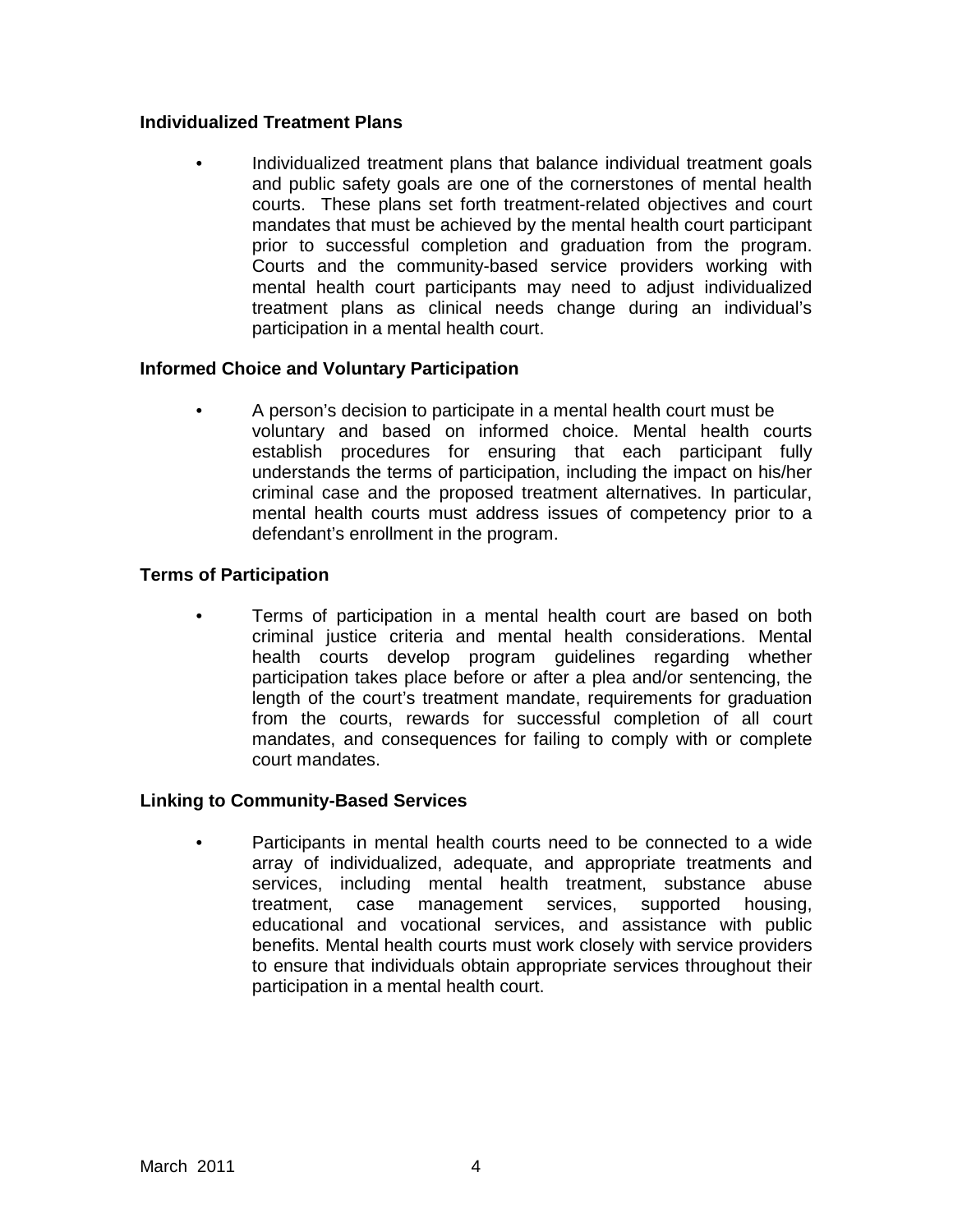**Individualized Treatment Plans**

- Individualized treatment plans that balance individual treatment goals and public safety goals are one of the cornerstones of mental health courts. These plans set forth treatment-related objectives and court mandates that must be achieved by the mental health court participant prior to successful completion and graduation from the program. Courts and the community-based service providers working with mental health court participants may need to adjust individualized treatment plans as clinical needs change during an individual's participation in a mental health court.

**Informed Choice and Voluntary Participation**

- A person's decision to participate in a mental health court must be voluntary and based on informed choice. Mental health courts establish procedures for ensuring that each participant fully understands the terms of participation, including the impact on his/her criminal case and the proposed treatment alternatives. In particular, mental health courts must address issues of competency prior to a defendant's enrollment in the program.

**Terms of Participation**

- Terms of participation in a mental health court are based on both criminal justice criteria and mental health considerations. Mental health courts develop program guidelines regarding whether participation takes place before or after a plea and/or sentencing, the length of the court's treatment mandate, requirements for graduation from the courts, rewards for successful completion of all court mandates, and consequences for failing to comply with or complete court mandates.

**Linking to Community-Based Services**

- Participants in mental health courts need to be connected to a wide array of individualized, adequate, and appropriate treatments and services, including mental health treatment, substance abuse treatment, case management services, supported housing, educational and vocational services, and assistance with public benefits. Mental health courts must work closely with service providers to ensure that individuals obtain appropriate services throughout their participation in a mental health court.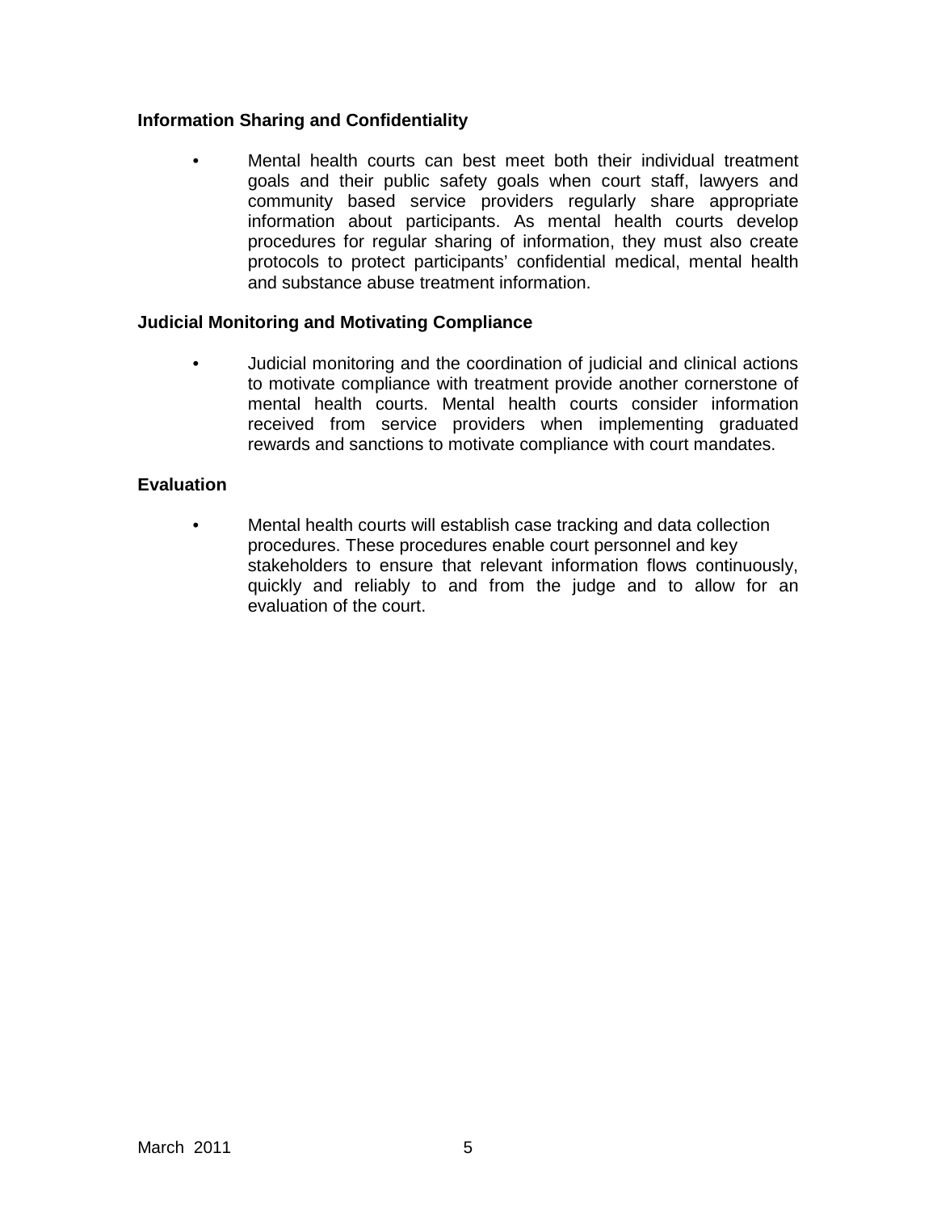**Information Sharing and Confidentiality**

- Mental health courts can best meet both their individual treatment goals and their public safety goals when court staff, lawyers and community based service providers regularly share appropriate information about participants. As mental health courts develop procedures for regular sharing of information, they must also create protocols to protect participants' confidential medical, mental health and substance abuse treatment information.

**Judicial Monitoring and Motivating Compliance**

- Judicial monitoring and the coordination of judicial and clinical actions to motivate compliance with treatment provide another cornerstone of mental health courts. Mental health courts consider information received from service providers when implementing graduated rewards and sanctions to motivate compliance with court mandates.

**Evaluation**

- Mental health courts will establish case tracking and data collection procedures. These procedures enable court personnel and key stakeholders to ensure that relevant information flows continuously, quickly and reliably to and from the judge and to allow for an evaluation of the court.